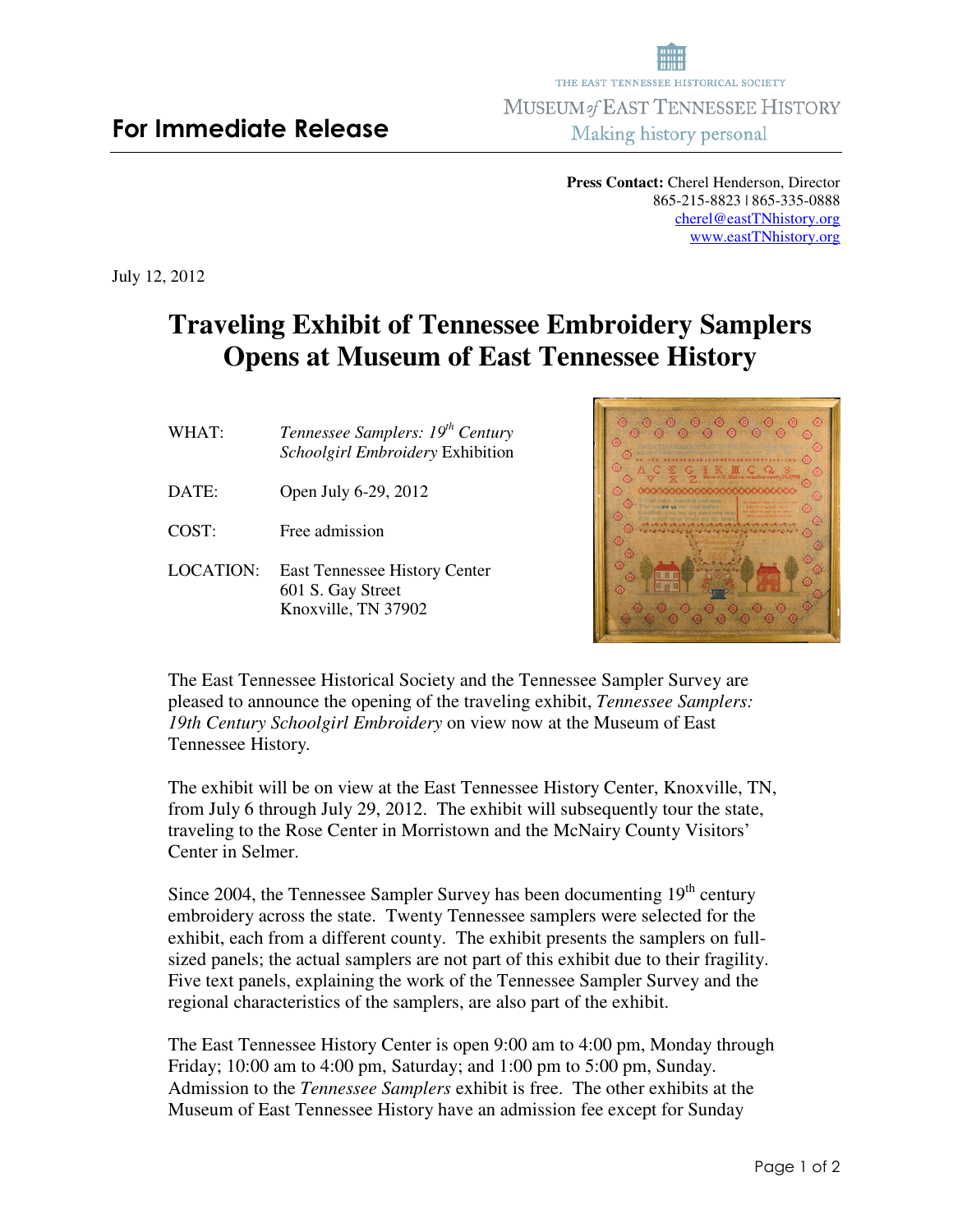THE EAST TENNESSEE HISTORICAL SOCIETY

MUSEUM *of* EAST TENNESSEE HISTORY

Making history personal

## For Immediate Release

**Press Contact:** Cherel Henderson, Director
865-215-8823 | 865-335-0888
cherel@eastTNhistory.org
www.eastTNhistory.org

July 12, 2012

# Traveling Exhibit of Tennessee Embroidery Samplers Opens at Museum of East Tennessee History

| | |
|---|---|
| WHAT: | *Tennessee Samplers: 19th Century Schoolgirl Embroidery* Exhibition |
| DATE: | Open July 6-29, 2012 |
| COST: | Free admission |
| LOCATION: | East Tennessee History Center<br>601 S. Gay Street<br>Knoxville, TN 37902 |

The East Tennessee Historical Society and the Tennessee Sampler Survey are pleased to announce the opening of the traveling exhibit, *Tennessee Samplers: 19th Century Schoolgirl Embroidery* on view now at the Museum of East Tennessee History.

The exhibit will be on view at the East Tennessee History Center, Knoxville, TN, from July 6 through July 29, 2012. The exhibit will subsequently tour the state, traveling to the Rose Center in Morristown and the McNairy County Visitors' Center in Selmer.

Since 2004, the Tennessee Sampler Survey has been documenting 19th century embroidery across the state. Twenty Tennessee samplers were selected for the exhibit, each from a different county. The exhibit presents the samplers on full-sized panels; the actual samplers are not part of this exhibit due to their fragility. Five text panels, explaining the work of the Tennessee Sampler Survey and the regional characteristics of the samplers, are also part of the exhibit.

The East Tennessee History Center is open 9:00 am to 4:00 pm, Monday through Friday; 10:00 am to 4:00 pm, Saturday; and 1:00 pm to 5:00 pm, Sunday. Admission to the *Tennessee Samplers* exhibit is free. The other exhibits at the Museum of East Tennessee History have an admission fee except for Sunday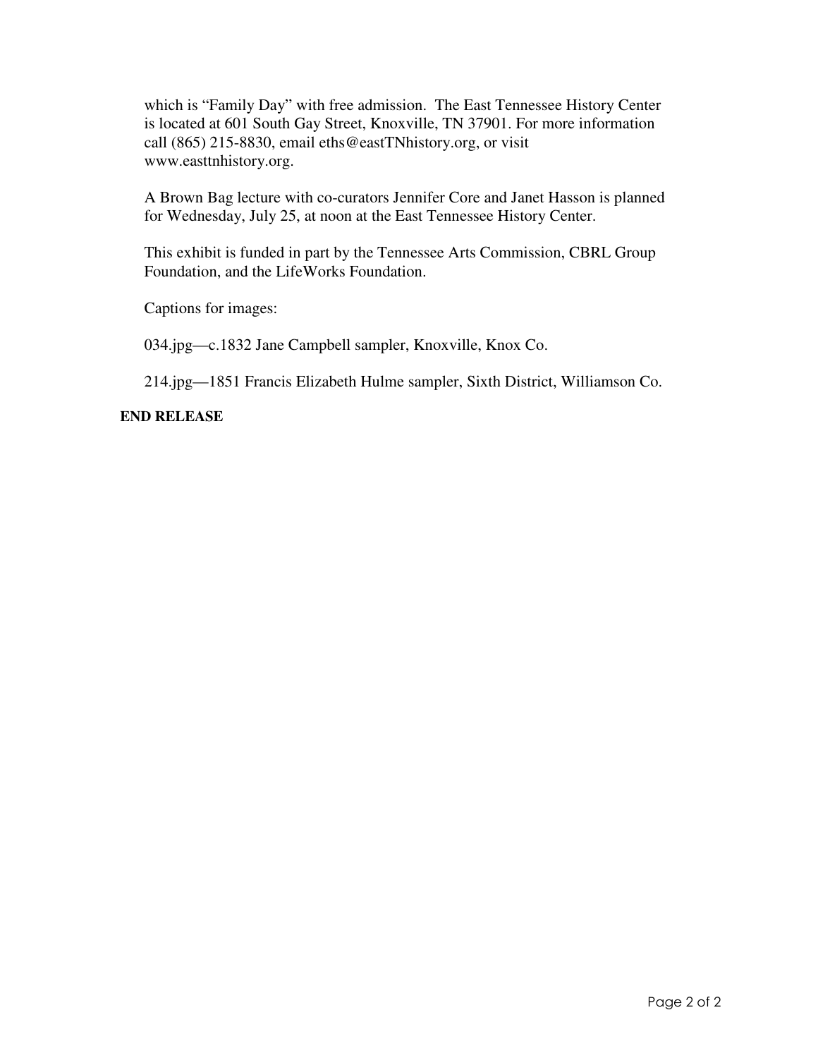which is "Family Day" with free admission. The East Tennessee History Center is located at 601 South Gay Street, Knoxville, TN 37901. For more information call (865) 215-8830, email eths@eastTNhistory.org, or visit www.easttnhistory.org.

A Brown Bag lecture with co-curators Jennifer Core and Janet Hasson is planned for Wednesday, July 25, at noon at the East Tennessee History Center.

This exhibit is funded in part by the Tennessee Arts Commission, CBRL Group Foundation, and the LifeWorks Foundation.

Captions for images:

034.jpg—c.1832 Jane Campbell sampler, Knoxville, Knox Co.

214.jpg—1851 Francis Elizabeth Hulme sampler, Sixth District, Williamson Co.

**END RELEASE**